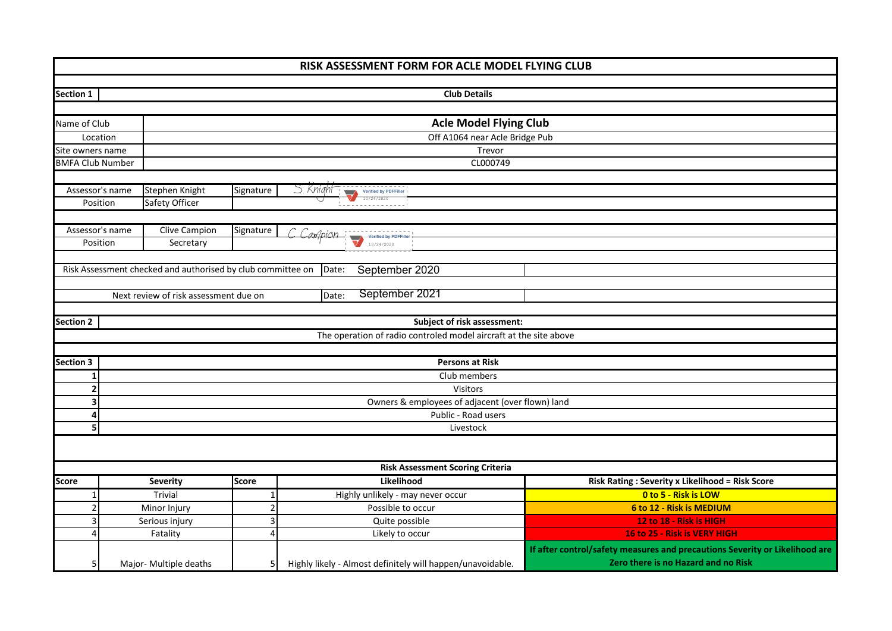# RISK ASSESSMENT FORM FOR ACLE MODEL FLYING CLUB

## Section 1 — Club Details

| | |
|---|---|
| Name of Club | **Acle Model Flying Club** |
| Location | Off A1064 near Acle Bridge Pub |
| Site owners name | Trevor |
| BMFA Club Number | CL000749 |

| | | | |
|---|---|---|---|
| Assessor's name | Stephen Knight | Signature | S Knight (Verified by PDFFiller 10/24/2020) |
| Position | Safety Officer | | |

| | | | |
|---|---|---|---|
| Assessor's name | Clive Campion | Signature | C Campion (Verified by PDFFiller 10/24/2020) |
| Position | Secretary | | |

| | | |
|---|---|---|
| Risk Assessment checked and authorised by club committee on | Date: | September 2020 |
| Next review of risk assessment due on | Date: | September 2021 |

## Section 2 — Subject of risk assessment:

The operation of radio controled model aircraft at the site above

## Section 3 — Persons at Risk

| | |
|---|---|
| 1 | Club members |
| 2 | Visitors |
| 3 | Owners & employees of adjacent (over flown) land |
| 4 | Public - Road users |
| 5 | Livestock |

## Risk Assessment Scoring Criteria

| Score | Severity | Score | Likelihood | Risk Rating : Severity x Likelihood = Risk Score |
|---|---|---|---|---|
| 1 | Trivial | 1 | Highly unlikely - may never occur | **0 to 5 - Risk is LOW** |
| 2 | Minor Injury | 2 | Possible to occur | **6 to 12 - Risk is MEDIUM** |
| 3 | Serious injury | 3 | Quite possible | **12 to 18 - Risk is HIGH** |
| 4 | Fatality | 4 | Likely to occur | **16 to 25 - Risk is VERY HIGH** |
| 5 | Major- Multiple deaths | 5 | Highly likely - Almost definitely will happen/unavoidable. | **If after control/safety measures and precautions Severity or Likelihood are Zero there is no Hazard and no Risk** |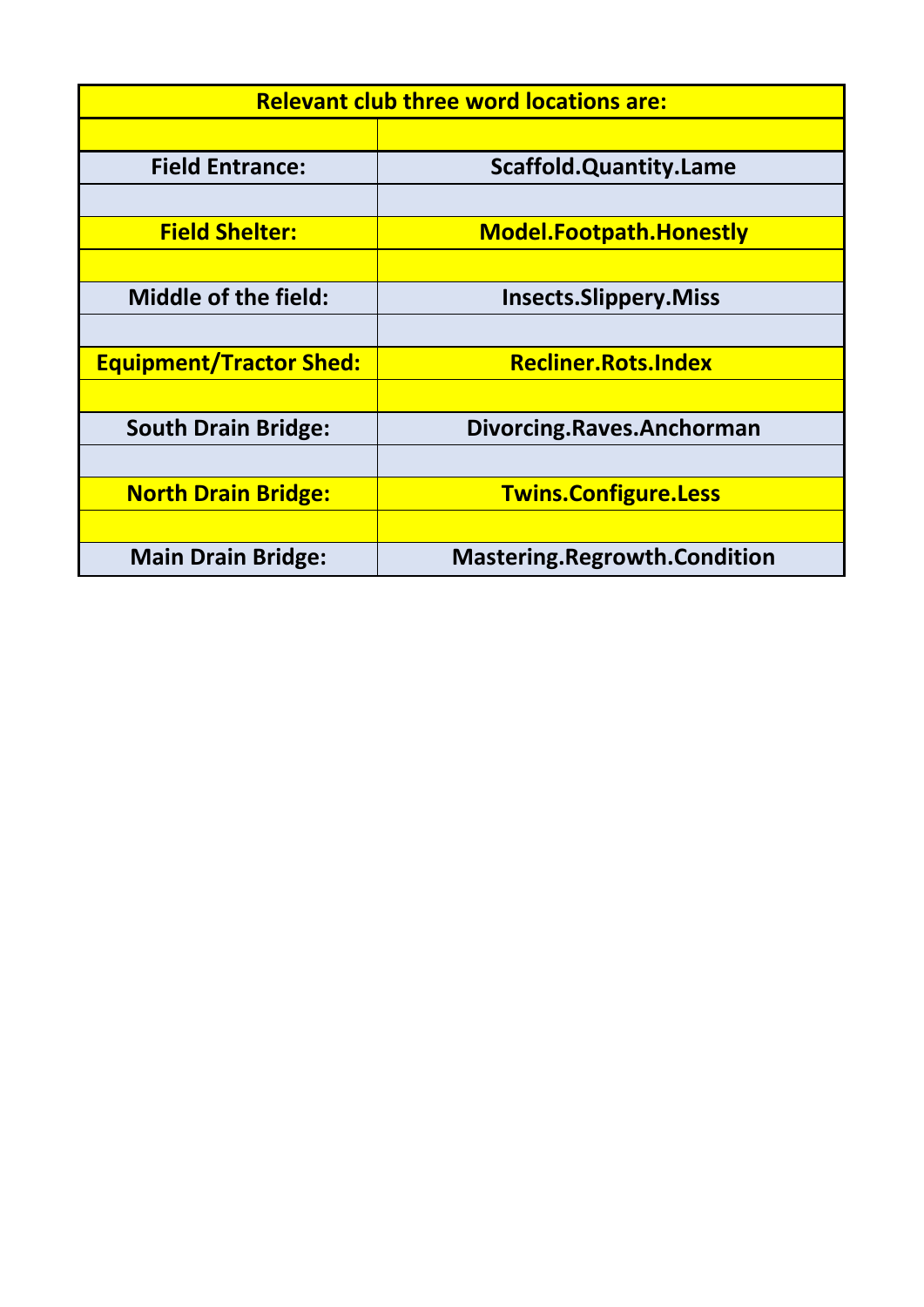| Relevant club three word locations are: | |
|---|---|
| | |
| **Field Entrance:** | **Scaffold.Quantity.Lame** |
| | |
| **Field Shelter:** | **Model.Footpath.Honestly** |
| | |
| **Middle of the field:** | **Insects.Slippery.Miss** |
| | |
| **Equipment/Tractor Shed:** | **Recliner.Rots.Index** |
| | |
| **South Drain Bridge:** | **Divorcing.Raves.Anchorman** |
| | |
| **North Drain Bridge:** | **Twins.Configure.Less** |
| | |
| **Main Drain Bridge:** | **Mastering.Regrowth.Condition** |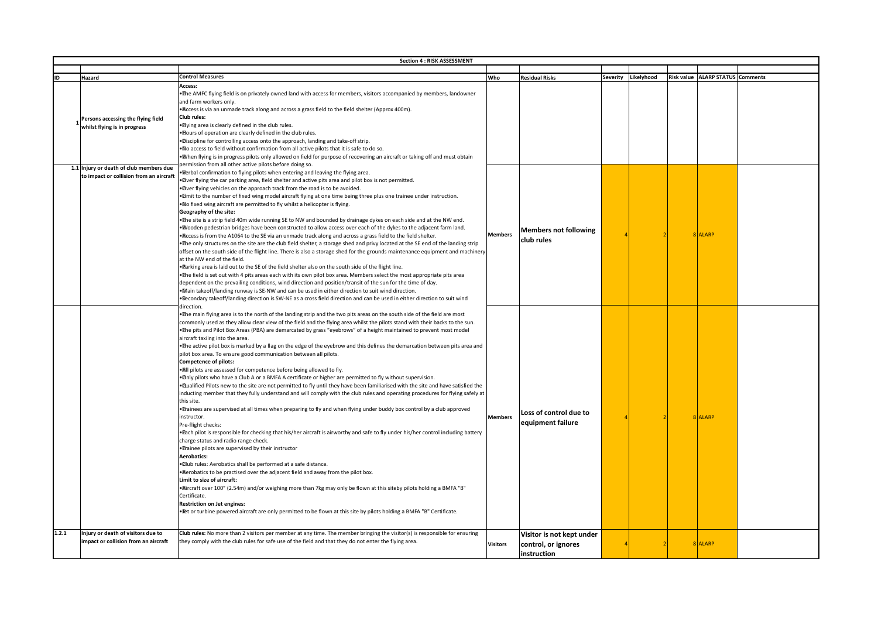**Section 4 : RISK ASSESSMENT**

| ID | Hazard | Control Measures | Who | Residual Risks | Severity | Likelyhood | Risk value | ALARP STATUS | Comments |
|---|---|---|---|---|---|---|---|---|---|
| 1 | Persons accessing the flying field whilst flying is in progress | **Access:**<br>•The AMFC flying field is on privately owned land with access for members, visitors accompanied by members, landowner and farm workers only.<br>•Access is via an unmade track along and across a grass field to the field shelter (Approx 400m).<br>**Club rules:**<br>•Flying area is clearly defined in the club rules.<br>•Hours of operation are clearly defined in the club rules.<br>•Discipline for controlling access onto the approach, landing and take-off strip.<br>•No access to field without confirmation from all active pilots that it is safe to do so.<br>•When flying is in progress pilots only allowed on field for purpose of recovering an aircraft or taking off and must obtain permission from all other active pilots before doing so. | | | | | | | |
| 1.1 | Injury or death of club members due to impact or collision from an aircraft | •Verbal confirmation to flying pilots when entering and leaving the flying area.<br>•Over flying the car parking area, field shelter and active pits area and pilot box is not permitted.<br>•Over flying vehicles on the approach track from the road is to be avoided.<br>•Limit to the number of fixed wing model aircraft flying at one time being three plus one trainee under instruction.<br>•No fixed wing aircraft are permitted to fly whilst a helicopter is flying.<br>**Geography of the site:**<br>•The site is a strip field 40m wide running SE to NW and bounded by drainage dykes on each side and at the NW end.<br>•Wooden pedestrian bridges have been constructed to allow access over each of the dykes to the adjacent farm land.<br>•Access is from the A1064 to the SE via an unmade track along and across a grass field to the field shelter.<br>•The only structures on the site are the club field shelter, a storage shed and privy located at the SE end of the landing strip offset on the south side of the flight line. There is also a storage shed for the grounds maintenance equipment and machinery at the NW end of the field.<br>•Parking area is laid out to the SE of the field shelter also on the south side of the flight line.<br>•The field is set out with 4 pits areas each with its own pilot box area. Members select the most appropriate pits area dependent on the prevailing conditions, wind direction and position/transit of the sun for the time of day.<br>•Main takeoff/landing runway is SE-NW and can be used in either direction to suit wind direction.<br>•Secondary takeoff/landing direction is SW-NE as a cross field direction and can be used in either direction to suit wind direction. | Members | **Members not following club rules** | 4 | 2 | 8 | ALARP | |
| | | •The main flying area is to the north of the landing strip and the two pits areas on the south side of the field are most commonly used as they allow clear view of the field and the flying area whilst the pilots stand with their backs to the sun.<br>•The pits and Pilot Box Areas (PBA) are demarcated by grass "eyebrows" of a height maintained to prevent most model aircraft taxiing into the area.<br>•The active pilot box is marked by a flag on the edge of the eyebrow and this defines the demarcation between pits area and pilot box area. To ensure good communication between all pilots.<br>**Competence of pilots:**<br>•All pilots are assessed for competence before being allowed to fly.<br>•Only pilots who have a Club A or a BMFA A certificate or higher are permitted to fly without supervision.<br>•Qualified Pilots new to the site are not permitted to fly until they have been familiarised with the site and have satisfied the inducting member that they fully understand and will comply with the club rules and operating procedures for flying safely at this site.<br>•Trainees are supervised at all times when preparing to fly and when flying under buddy box control by a club approved instructor.<br>Pre-flight checks:<br>•Each pilot is responsible for checking that his/her aircraft is airworthy and safe to fly under his/her control including battery charge status and radio range check.<br>•Trainee pilots are supervised by their instructor<br>**Aerobatics:**<br>•Club rules: Aerobatics shall be performed at a safe distance.<br>•Aerobatics to be practised over the adjacent field and away from the pilot box.<br>**Limit to size of aircraft:**<br>•Aircraft over 100" (2.54m) and/or weighing more than 7kg may only be flown at this siteby pilots holding a BMFA "B" Certificate.<br>**Restriction on Jet engines:**<br>•Jet or turbine powered aircraft are only permitted to be flown at this site by pilots holding a BMFA "B" Certificate. | Members | **Loss of control due to equipment failure** | 4 | 2 | 8 | ALARP | |
| 1.2.1 | Injury or death of visitors due to impact or collision from an aircraft | **Club rules:** No more than 2 visitors per member at any time. The member bringing the visitor(s) is responsible for ensuring they comply with the club rules for safe use of the field and that they do not enter the flying area. | Visitors | **Visitor is not kept under control, or ignores instruction** | 4 | 2 | 8 | ALARP | |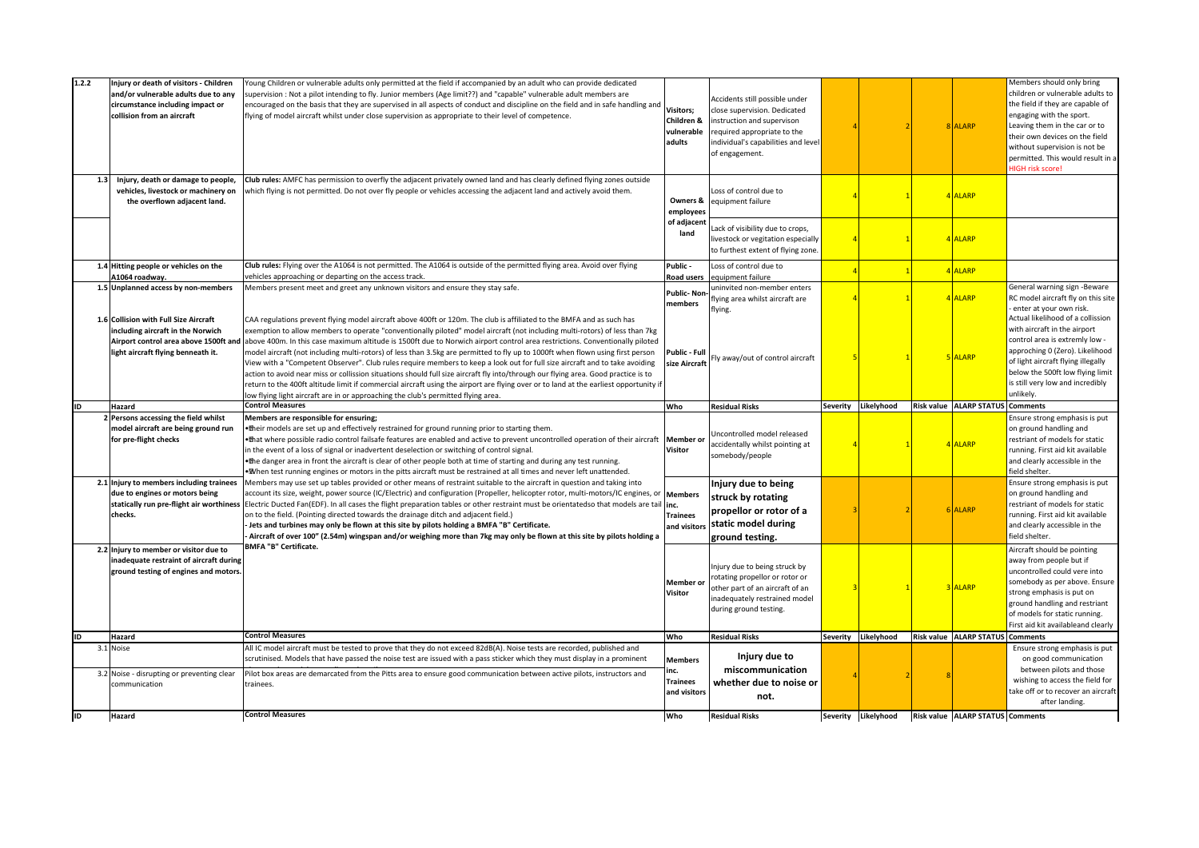| ID | Hazard | Control Measures | Who | Residual Risks | Severity | Likelyhood | Risk value | ALARP STATUS | Comments |
|---|---|---|---|---|---|---|---|---|---|
| 1.2.2 | Injury or death of visitors - Children and/or vulnerable adults due to any circumstance including impact or collision from an aircraft | Young Children or vulnerable adults only permitted at the field if accompanied by an adult who can provide dedicated supervision : Not a pilot intending to fly. Junior members (Age limit??) and "capable" vulnerable adult members are encouraged on the basis that they are supervised in all aspects of conduct and discipline on the field and in safe handling and flying of model aircraft whilst under close supervision as appropriate to their level of competence. | Visitors; Children & vulnerable adults | Accidents still possible under close supervision. Dedicated instruction and supervison required appropriate to the individual's capabilities and level of engagement. | 4 | 2 | 8 | ALARP | Members should only bring children or vulnerable adults to the field if they are capable of engaging with the sport. Leaving them in the car or to their own devices on the field without supervision is not be permitted. This would result in a HIGH risk score! |
| 1.3 | Injury, death or damage to people, vehicles, livestock or machinery on the overflown adjacent land. | **Club rules:** AMFC has permission to overfly the adjacent privately owned land and has clearly defined flying zones outside which flying is not permitted. Do not over fly people or vehicles accessing the adjacent land and actively avoid them. | Owners & employees of adjacent land | Loss of control due to equipment failure | 4 | 1 | 4 | ALARP | |
| | | | | Lack of visibility due to crops, livestock or vegitation especially to furthest extent of flying zone. | 4 | 1 | 4 | ALARP | |
| 1.4 | Hitting people or vehicles on the A1064 roadway. | **Club rules:** Flying over the A1064 is not permitted. The A1064 is outside of the permitted flying area. Avoid over flying vehicles approaching or departing on the access track. | Public - Road users | Loss of control due to equipment failure | 4 | 1 | 4 | ALARP | |
| 1.5 | Unplanned access by non-members | Members present meet and greet any unknown visitors and ensure they stay safe. | Public- Non-members | uninvited non-member enters flying area whilst aircraft are flying. | 4 | 1 | 4 | ALARP | General warning sign -Beware RC model aircraft fly on this site - enter at your own risk. |
| 1.6 | Collision with Full Size Aircraft including aircraft in the Norwich Airport control area above 1500ft and light aircraft flying benneath it. | CAA regulations prevent flying model aircraft above 400ft or 120m. The club is affiliated to the BMFA and as such has exemption to allow members to operate "conventionally piloted" model aircraft (not including multi-rotors) of less than 7kg above 400m. In this case maximum altitude is 1500ft due to Norwich airport control area restrictions. Conventionally piloted model aircraft (not including multi-rotors) of less than 3.5kg are permitted to fly up to 1000ft when flown using first person View with a "Competent Observer". Club rules require members to keep a look out for full size aircraft and to take avoiding action to avoid near miss or collision situations should full size aircraft fly into/through our flying area. Good practice is to return to the 400ft altitude limit if commercial aircraft using the airport are flying over or to land at the earliest opportunity if low flying light aircraft are in or approaching the club's permitted flying area. | Public - Full size Aircraft | Fly away/out of control aircraft | 5 | 1 | 5 | ALARP | Actual likelihood of a collission with aircraft in the airport control area is extremly low - approching 0 (Zero). Likelihood of light aircraft flying illegally below the 500ft low flying limit is still very low and incredibly unlikely. |
| **ID** | **Hazard** | **Control Measures** | **Who** | **Residual Risks** | **Severity** | **Likelyhood** | **Risk value** | **ALARP STATUS** | **Comments** |
| 2 | Persons accessing the field whilst model aircraft are being ground run for pre-flight checks | **Members are responsible for ensuring;**<br>• their models are set up and effectively restrained for ground running prior to starting them.<br>• that where possible radio control failsafe features are enabled and active to prevent uncontrolled operation of their aircraft in the event of a loss of signal or inadvertent deselection or switching of control signal.<br>• the danger area in front the aircraft is clear of other people both at time of starting and during any test running.<br>• When test running engines or motors in the pitts aircraft must be restrained at all times and never left unattended. | Member or Visitor | Uncontrolled model released accidentally whilst pointing at somebody/people | 4 | 1 | 4 | ALARP | Ensure strong emphasis is put on ground handling and restriant of models for static running. First aid kit available and clearly accessible in the field shelter. |
| 2.1 | Injury to members including trainees due to engines or motors being statically run pre-flight air worthiness checks. | Members may use set up tables provided or other means of restraint suitable to the aircraft in question and taking into account its size, weight, power source (IC/Electric) and configuration (Propeller, helicopter rotor, multi-motors/IC engines, or Electric Ducted Fan(EDF). In all cases the flight preparation tables or other restraint must be orientatedso that models are tail on to the field. (Pointing directed towards the drainage ditch and adjacent field.)<br>- **Jets and turbines may only be flown at this site by pilots holding a BMFA "B" Certificate.**<br>- **Aircraft of over 100" (2.54m) wingspan and/or weighing more than 7kg may only be flown at this site by pilots holding a BMFA "B" Certificate.** | Members inc. Trainees and visitors | **Injury due to being struck by rotating propellor or rotor of a static model during ground testing.** | 3 | 2 | 6 | ALARP | Ensure strong emphasis is put on ground handling and restriant of models for static running. First aid kit available and clearly accessible in the field shelter. |
| 2.2 | Injury to member or visitor due to inadequate restraint of aircraft during ground testing of engines and motors. | | Member or Visitor | Injury due to being struck by rotating propellor or rotor or other part of an aircraft of an inadequately restrained model during ground testing. | 3 | 1 | 3 | ALARP | Aircraft should be pointing away from people but if uncontrolled could vere into somebody as per above. Ensure strong emphasis is put on ground handling and restriant of models for static running. First aid kit availableand clearly |
| **ID** | **Hazard** | **Control Measures** | **Who** | **Residual Risks** | **Severity** | **Likelyhood** | **Risk value** | **ALARP STATUS** | **Comments** |
| 3.1 | Noise | All IC model aircraft must be tested to prove that they do not exceed 82dB(A). Noise tests are recorded, published and scrutinised. Models that have passed the noise test are issued with a pass sticker which they must display in a prominent | Members inc. Trainees and visitors | **Injury due to miscommunication whether due to noise or not.** | 4 | 2 | 8 | | Ensure strong emphasis is put on good communication between pilots and those wishing to access the field for take off or to recover an aircraft after landing. |
| 3.2 | Noise - disrupting or preventing clear communication | Pilot box areas are demarcated from the Pitts area to ensure good communication between active pilots, instructors and trainees. | | | | | | | |
| **ID** | **Hazard** | **Control Measures** | **Who** | **Residual Risks** | **Severity** | **Likelyhood** | **Risk value** | **ALARP STATUS** | **Comments** |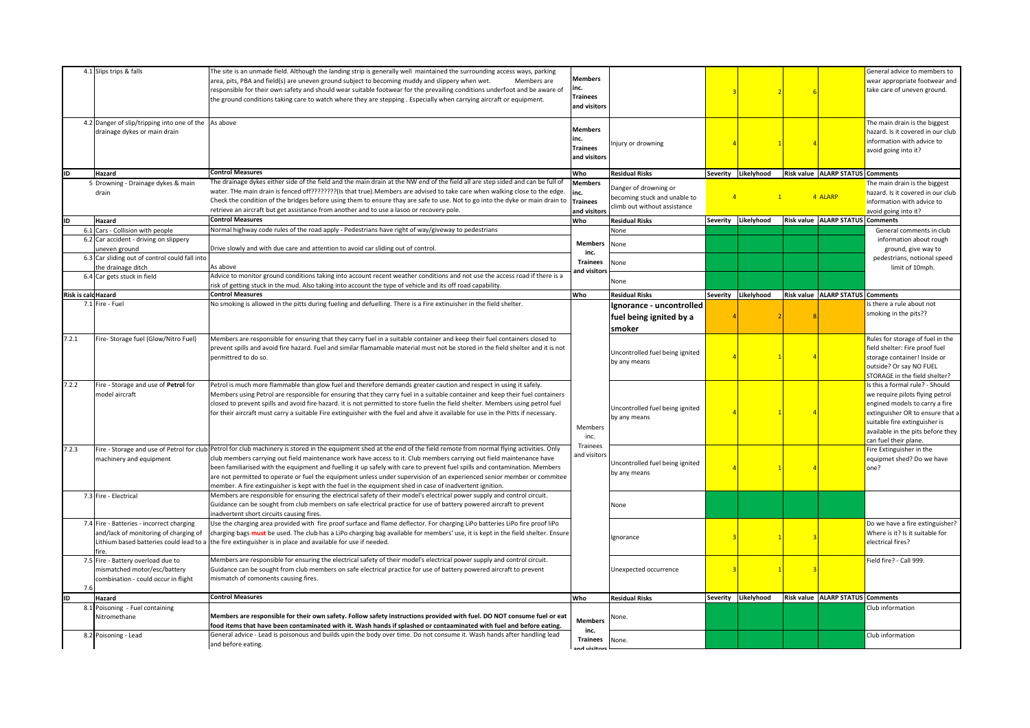| ID | Hazard | Control Measures | Who | Residual Risks | Severity | Likelyhood | Risk value | ALARP STATUS | Comments |
|---|---|---|---|---|---|---|---|---|---|
| 4.1 | Slips trips & falls | The site is an unmade field. Although the landing strip is generally well maintained the surrounding access ways, parking area, pits, PBA and field(s) are uneven ground subject to becoming muddy and slippery when wet. Members are responsible for their own safety and should wear suitable footwear for the prevailing conditions underfoot and be aware of the ground conditions taking care to watch where they are stepping . Especially when carrying aircraft or equipment. | Members inc. Trainees and visitors | | 3 | 2 | 6 | | General advice to members to wear appropriate footwear and take care of uneven ground. |
| 4.2 | Danger of slip/tripping into one of the drainage dykes or main drain | As above | Members inc. Trainees and visitors | Injury or drowning | 4 | 1 | 4 | | The main drain is the biggest hazard. Is it covered in our club information with advice to avoid going into it? |

| ID | Hazard | Control Measures | Who | Residual Risks | Severity | Likelyhood | Risk value | ALARP STATUS | Comments |
|---|---|---|---|---|---|---|---|---|---|
| 5 | Drowning - Drainage dykes & main drain | The drainage dykes either side of the field and the main drain at the NW end of the field all are step sided and can be full of water. THe main drain is fenced off????????(Is that true).Members are advised to take care when walking close to the edge. Check the condition of the bridges before using them to ensure thay are safe to use. Not to go into the dyke or main drain to retrieve an aircraft but get assistance from another and to use a lasoo or recovery pole. | Members inc. Trainees and visitors | Danger of drowning or becoming stuck and unable to climb out without assistance | 4 | 1 | 4 | ALARP | The main drain is the biggest hazard. Is it covered in our club information with advice to avoid going into it? |

| ID | Hazard | Control Measures | Who | Residual Risks | Severity | Likelyhood | Risk value | ALARP STATUS | Comments |
|---|---|---|---|---|---|---|---|---|---|
| 6.1 | Cars - Collision with people | Normal highway code rules of the road apply - Pedestrians have right of way/giveway to pedestrians | Members inc. Trainees and visitors | None | | | | | General comments in club information about rough ground, give way to pedestrians, notional speed limit of 10mph. |
| 6.2 | Car accident - driving on slippery uneven ground | Drive slowly and with due care and attention to avoid car sliding out of control. | | None | | | | | |
| 6.3 | Car sliding out of control could fall into the drainage ditch | As above | | None | | | | | |
| 6.4 | Car gets stuck in field | Advice to monitor ground conditions taking into account recent weather conditions and not use the access road if there is a risk of getting stuck in the mud. Also taking into account the type of vehicle and its off road capability. | | None | | | | | |

| Risk is calc | Hazard | Control Measures | Who | Residual Risks | Severity | Likelyhood | Risk value | ALARP STATUS | Comments |
|---|---|---|---|---|---|---|---|---|---|
| 7.1 | Fire - Fuel | No smoking is allowed in the pitts during fueling and defuelling. There is a Fire extinuisher in the field shelter. | Members inc. Trainees and visitors | **Ignorance - uncontrolled fuel being ignited by a smoker** | 4 | 2 | 8 | | Is there a rule about not smoking in the pits?? |
| 7.2.1 | Fire- Storage fuel (Glow/Nitro Fuel) | Members are responsible for ensuring that they carry fuel in a suitable container and keep their fuel containers closed to prevent spills and avoid fire hazard. Fuel and similar flamamable material must not be stored in the field shelter and it is not permittred to do so. | | Uncontrolled fuel being ignited by any means | 4 | 1 | 4 | | Rules for storage of fuel in the field shelter: Fire proof fuel storage container! Inside or outside? Or say NO FUEL STORAGE in the field shelter? |
| 7.2.2 | Fire - Storage and use of **Petrol** for model aircraft | Petrol is much more flammable than glow fuel and therefore demands greater caution and respect in using it safely. Members using Petrol are responsible for ensuring that they carry fuel in a suitable container and keep their fuel containers closed to prevent spills and avoid fire hazard. it is not permitted to store fuelin the field shelter. Members using petrol fuel for their aircraft must carry a suitable Fire extinguisher with the fuel and ahve it available for use in the Pitts if necessary. | | Uncontrolled fuel being ignited by any means | 4 | 1 | 4 | | Is this a formal rule? - Should we require pilots flying petrol engined models to carry a fire extinguisher OR to ensure that a suitable fire extinguisher is available in the pits before they can fuel their plane. |
| 7.2.3 | Fire - Storage and use of Petrol for club machinery and equipment | Petrol for club machinery is stored in the equipment shed at the end of the field remote from normal flying activities. Only club members carrying out field maintenance work have access to it. Club members carrying out field maintenance have been familiarised with the equipment and fuelling it up safely with care to prevent fuel spills and contamination. Members are not permitted to operate or fuel the equipment unless under supervision of an experienced senior member or commitee member. A fire extinguisher is kept with the fuel in the equipment shed in case of inadvertent ignition. | | Uncontrolled fuel being ignited by any means | 4 | 1 | 4 | | Fire Extinguisher in the equipmet shed? Do we have one? |
| 7.3 | Fire - Electrical | Members are responsible for ensuring the electrical safety of their model's electrical power supply and control circuit. Guidance can be sought from club members on safe electrical practice for use of battery powered aircraft to prevent inadvertent short circuits causing fires. | | None | | | | | |
| 7.4 | Fire - Batteries - incorrect charging and/lack of monitoring of charging of Lithium based batteries could lead to a fire. | Use the charging area provided with fire proof surface and flame deflector. For charging LiPo batteries LiPo fire proof liPo charging bags **must** be used. The club has a LiPo charging bag available for members' use, it is kept in the field shelter. Ensure the fire extinguisher is in place and available for use if needed. | | Ignorance | 3 | 1 | 3 | | Do we have a fire extinguisher? Where is it? Is it suitable for electrical fires? |
| 7.5 | Fire - Battery overload due to mismatched motor/esc/battery combination - could occur in flight | Members are responsible for ensuring the electrical safety of their model's electrical power supply and control circuit. Guidance can be sought from club members on safe electrical practice for use of battery powered aircraft to prevent mismatch of comonents causing fires. | | Unexpected occurrence | 3 | 1 | 3 | | Field fire? - Call 999. |
| 7.6 | | | | | | | | | |

| ID | Hazard | Control Measures | Who | Residual Risks | Severity | Likelyhood | Risk value | ALARP STATUS | Comments |
|---|---|---|---|---|---|---|---|---|---|
| 8.1 | Poisoning - Fuel containing Nitromethane | **Members are responsible for their own safety. Follow safety instructions provided with fuel. DO NOT consume fuel or eat food items that have been contaminated with it. Wash hands if splashed or contaaminated with fuel and before eating.** | Members inc. Trainees and visitors | None. | | | | | Club information |
| 8.2 | Poisoning - Lead | General advice - Lead is poisonous and builds upin the body over time. Do not consume it. Wash hands after handling lead and before eating. | | None. | | | | | Club information |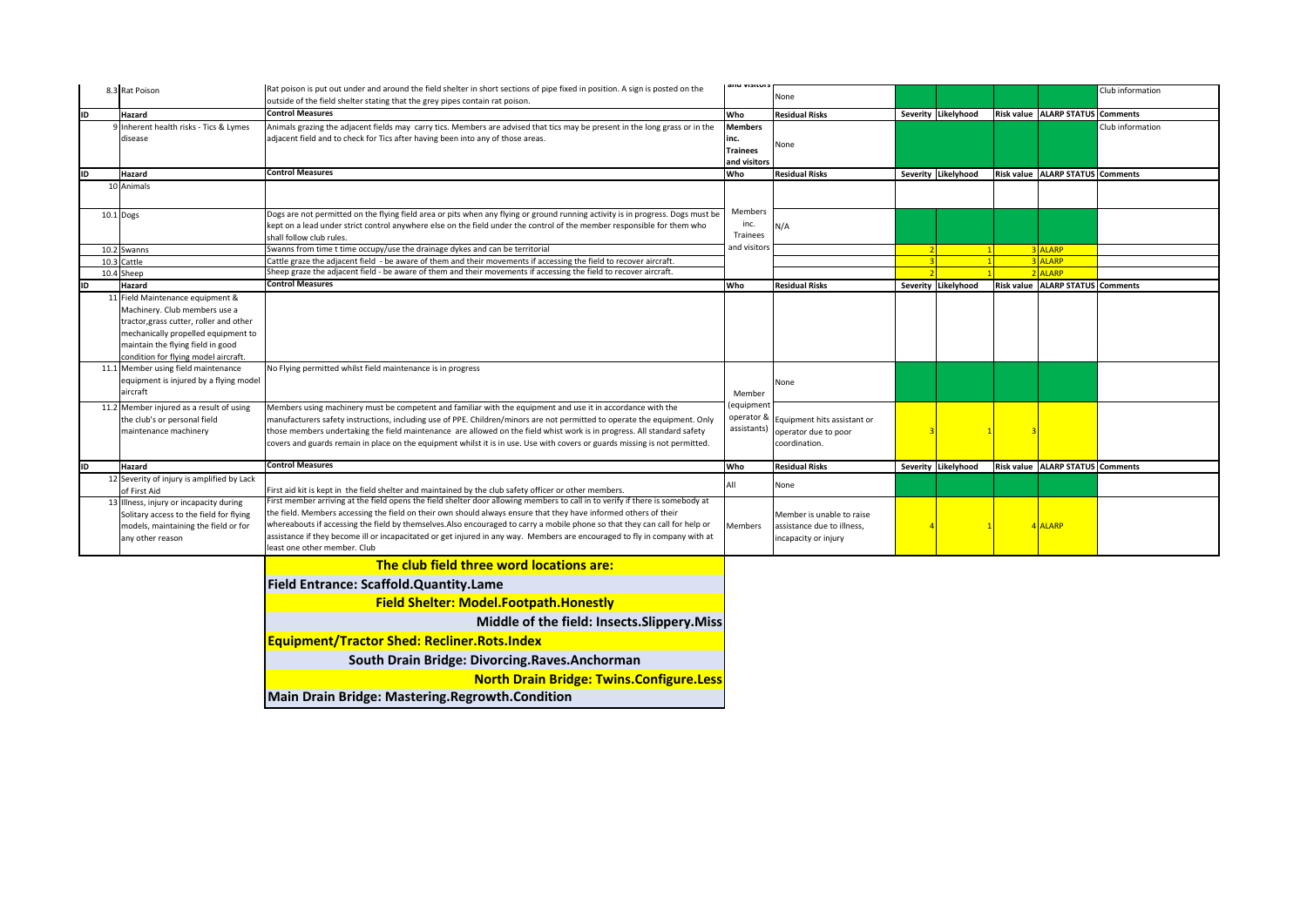| ID | Hazard | Control Measures | Who | Residual Risks | Severity | Likelyhood | Risk value | ALARP STATUS | Comments |
|---|---|---|---|---|---|---|---|---|---|
| 8.3 | Rat Poison | Rat poison is put out under and around the field shelter in short sections of pipe fixed in position. A sign is posted on the outside of the field shelter stating that the grey pipes contain rat poison. | and visitors | None | | | | | Club information |
| ID | Hazard | Control Measures | Who | Residual Risks | Severity | Likelyhood | Risk value | ALARP STATUS | Comments |
| 9 | Inherent health risks - Tics & Lymes disease | Animals grazing the adjacent fields may carry tics. Members are advised that tics may be present in the long grass or in the adjacent field and to check for Tics after having been into any of those areas. | Members inc. Trainees and visitors | None | | | | | Club information |
| ID | Hazard | Control Measures | Who | Residual Risks | Severity | Likelyhood | Risk value | ALARP STATUS | Comments |
| 10 | Animals | | | | | | | | |
| 10.1 | Dogs | Dogs are not permitted on the flying field area or pits when any flying or ground running activity is in progress. Dogs must be kept on a lead under strict control anywhere else on the field under the control of the member responsible for them who shall follow club rules. | Members inc. Trainees and visitors | N/A | | | | | |
| 10.2 | Swanns | Swanns from time t time occupy/use the drainage dykes and can be territorial | | | 2 | 1 | 3 | ALARP | |
| 10.3 | Cattle | Cattle graze the adjacent field - be aware of them and their movements if accessing the field to recover aircraft. | | | 3 | 1 | 3 | ALARP | |
| 10.4 | Sheep | Sheep graze the adjacent field - be aware of them and their movements if accessing the field to recover aircraft. | | | 2 | 1 | 2 | ALARP | |
| ID | Hazard | Control Measures | Who | Residual Risks | Severity | Likelyhood | Risk value | ALARP STATUS | Comments |
| 11 | Field Maintenance equipment & Machinery. Club members use a tractor,grass cutter, roller and other mechanically propelled equipment to maintain the flying field in good condition for flying model aircraft. | | | | | | | | |
| 11.1 | Member using field maintenance equipment is injured by a flying model aircraft | No Flying permitted whilst field maintenance is in progress | Member (equipment operator & assistants) | None | | | | | |
| 11.2 | Member injured as a result of using the club's or personal field maintenance machinery | Members using machinery must be competent and familiar with the equipment and use it in accordance with the manufacturers safety instructions, including use of PPE. Children/minors are not permitted to operate the equipment. Only those members undertaking the field maintenance are allowed on the field whist work is in progress. All standard safety covers and guards remain in place on the equipment whilst it is in use. Use with covers or guards missing is not permitted. | | Equipment hits assistant or operator due to poor coordination. | 3 | 1 | 3 | | |
| ID | Hazard | Control Measures | Who | Residual Risks | Severity | Likelyhood | Risk value | ALARP STATUS | Comments |
| 12 | Severity of injury is amplified by Lack of First Aid | First aid kit is kept in the field shelter and maintained by the club safety officer or other members. | All | None | | | | | |
| 13 | Illness, injury or incapacity during Solitary access to the field for flying models, maintaining the field or for any other reason | First member arriving at the field opens the field shelter door allowing members to call in to verify if there is somebody at the field. Members accessing the field on their own should always ensure that they have informed others of their whereabouts if accessing the field by themselves.Also encouraged to carry a mobile phone so that they can call for help or assistance if they become ill or incapacitated or get injured in any way. Members are encouraged to fly in company with at least one other member. Club | Members | Member is unable to raise assistance due to illness, incapacity or injury | 4 | 1 | 4 | ALARP | |

**The club field three word locations are:**

**Field Entrance: Scaffold.Quantity.Lame**

**Field Shelter: Model.Footpath.Honestly**

**Middle of the field: Insects.Slippery.Miss**

**Equipment/Tractor Shed: Recliner.Rots.Index**

**South Drain Bridge: Divorcing.Raves.Anchorman**

**North Drain Bridge: Twins.Configure.Less**

**Main Drain Bridge: Mastering.Regrowth.Condition**